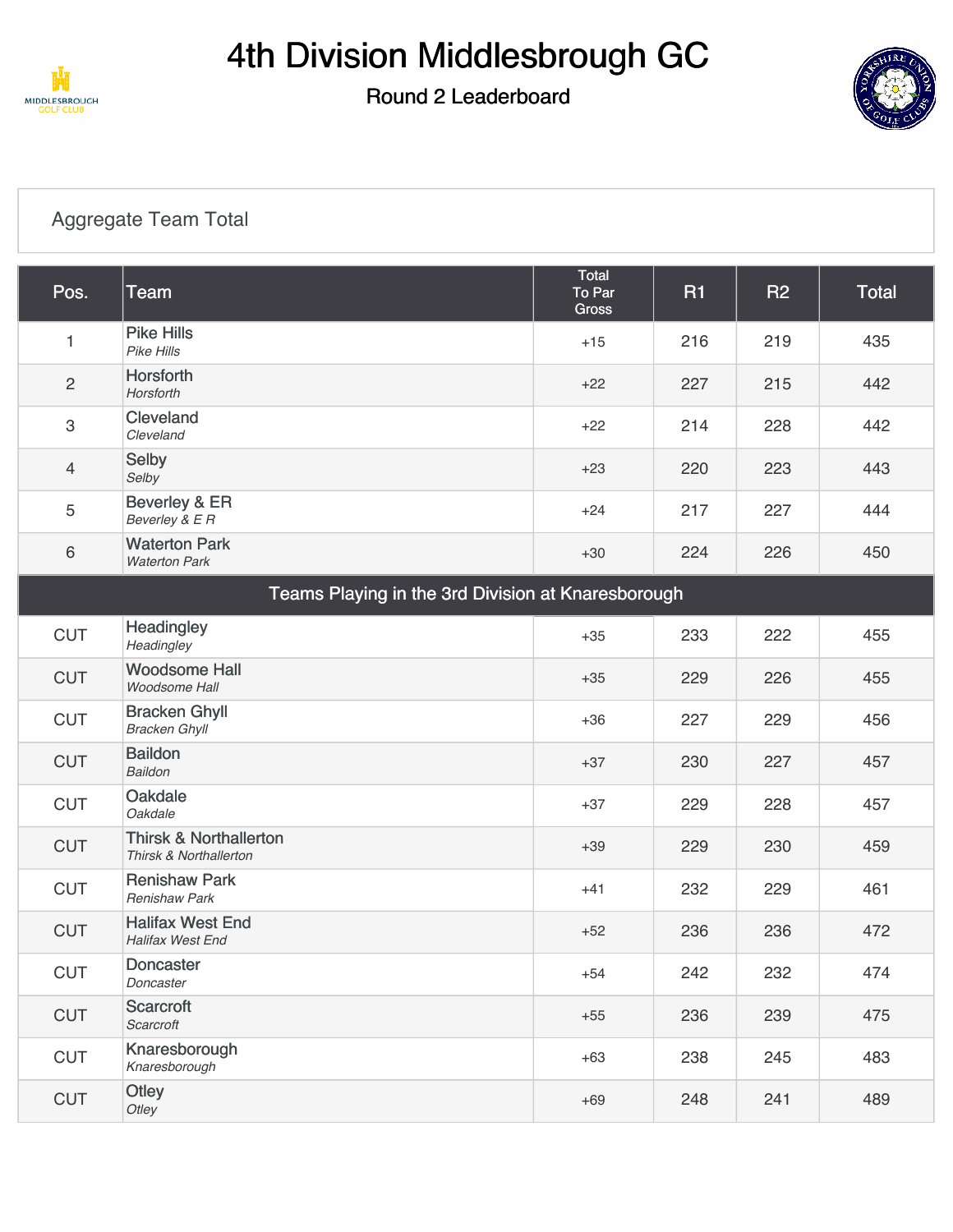# 4th Division Middlesbrough GC

## Round 2 Leaderboard

Aggregate Team Total

| Pos. | Team | Total To Par Gross | R1 | R2 | Total |
|---|---|---|---|---|---|
| 1 | Pike Hills<br>*Pike Hills* | +15 | 216 | 219 | 435 |
| 2 | Horsforth<br>*Horsforth* | +22 | 227 | 215 | 442 |
| 3 | Cleveland<br>*Cleveland* | +22 | 214 | 228 | 442 |
| 4 | Selby<br>*Selby* | +23 | 220 | 223 | 443 |
| 5 | Beverley & ER<br>*Beverley & E R* | +24 | 217 | 227 | 444 |
| 6 | Waterton Park<br>*Waterton Park* | +30 | 224 | 226 | 450 |
| Teams Playing in the 3rd Division at Knaresborough | | | | | |
| CUT | Headingley<br>*Headingley* | +35 | 233 | 222 | 455 |
| CUT | Woodsome Hall<br>*Woodsome Hall* | +35 | 229 | 226 | 455 |
| CUT | Bracken Ghyll<br>*Bracken Ghyll* | +36 | 227 | 229 | 456 |
| CUT | Baildon<br>*Baildon* | +37 | 230 | 227 | 457 |
| CUT | Oakdale<br>*Oakdale* | +37 | 229 | 228 | 457 |
| CUT | Thirsk & Northallerton<br>*Thirsk & Northallerton* | +39 | 229 | 230 | 459 |
| CUT | Renishaw Park<br>*Renishaw Park* | +41 | 232 | 229 | 461 |
| CUT | Halifax West End<br>*Halifax West End* | +52 | 236 | 236 | 472 |
| CUT | Doncaster<br>*Doncaster* | +54 | 242 | 232 | 474 |
| CUT | Scarcroft<br>*Scarcroft* | +55 | 236 | 239 | 475 |
| CUT | Knaresborough<br>*Knaresborough* | +63 | 238 | 245 | 483 |
| CUT | Otley<br>*Otley* | +69 | 248 | 241 | 489 |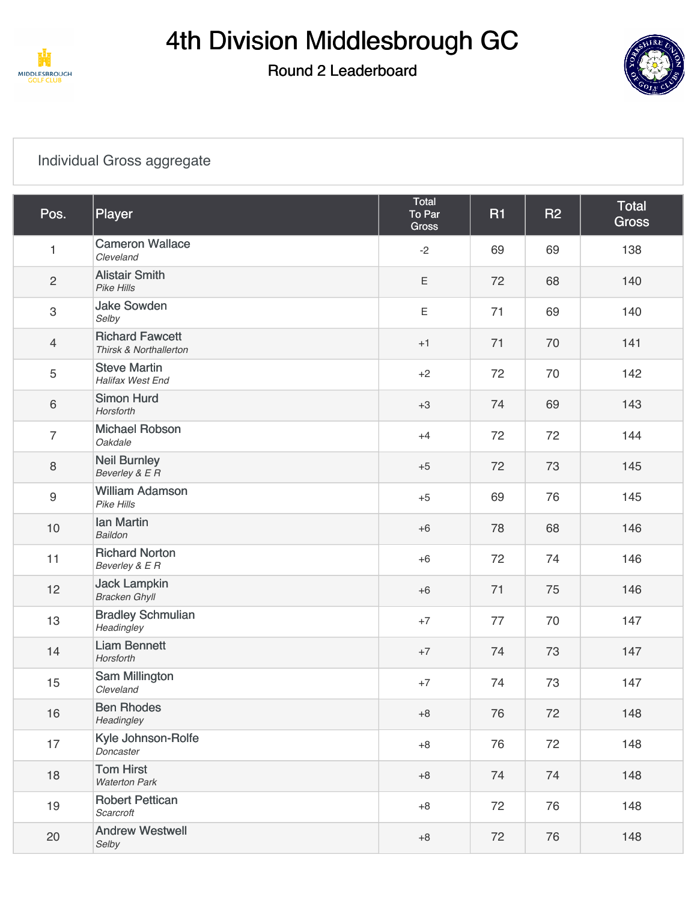# 4th Division Middlesbrough GC

## Round 2 Leaderboard

Individual Gross aggregate

| Pos. | Player | Total To Par Gross | R1 | R2 | Total Gross |
|---|---|---|---|---|---|
| 1 | Cameron Wallace *Cleveland* | -2 | 69 | 69 | 138 |
| 2 | Alistair Smith *Pike Hills* | E | 72 | 68 | 140 |
| 3 | Jake Sowden *Selby* | E | 71 | 69 | 140 |
| 4 | Richard Fawcett *Thirsk & Northallerton* | +1 | 71 | 70 | 141 |
| 5 | Steve Martin *Halifax West End* | +2 | 72 | 70 | 142 |
| 6 | Simon Hurd *Horsforth* | +3 | 74 | 69 | 143 |
| 7 | Michael Robson *Oakdale* | +4 | 72 | 72 | 144 |
| 8 | Neil Burnley *Beverley & E R* | +5 | 72 | 73 | 145 |
| 9 | William Adamson *Pike Hills* | +5 | 69 | 76 | 145 |
| 10 | Ian Martin *Baildon* | +6 | 78 | 68 | 146 |
| 11 | Richard Norton *Beverley & E R* | +6 | 72 | 74 | 146 |
| 12 | Jack Lampkin *Bracken Ghyll* | +6 | 71 | 75 | 146 |
| 13 | Bradley Schmulian *Headingley* | +7 | 77 | 70 | 147 |
| 14 | Liam Bennett *Horsforth* | +7 | 74 | 73 | 147 |
| 15 | Sam Millington *Cleveland* | +7 | 74 | 73 | 147 |
| 16 | Ben Rhodes *Headingley* | +8 | 76 | 72 | 148 |
| 17 | Kyle Johnson-Rolfe *Doncaster* | +8 | 76 | 72 | 148 |
| 18 | Tom Hirst *Waterton Park* | +8 | 74 | 74 | 148 |
| 19 | Robert Pettican *Scarcroft* | +8 | 72 | 76 | 148 |
| 20 | Andrew Westwell *Selby* | +8 | 72 | 76 | 148 |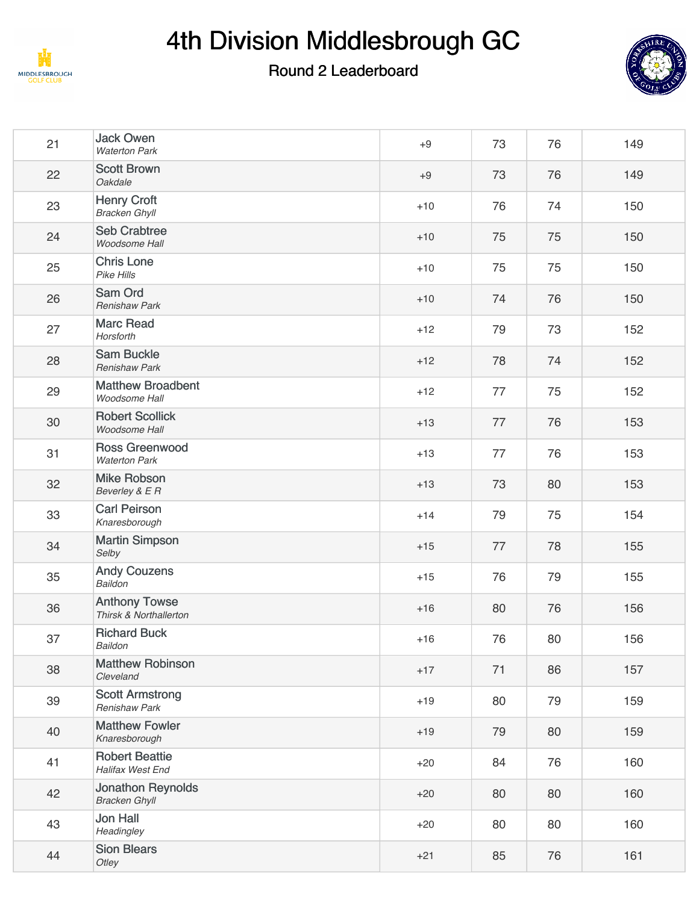# 4th Division Middlesbrough GC

## Round 2 Leaderboard

| | | | | | |
|---|---|---|---|---|---|
| 21 | Jack Owen<br>*Waterton Park* | +9 | 73 | 76 | 149 |
| 22 | Scott Brown<br>*Oakdale* | +9 | 73 | 76 | 149 |
| 23 | Henry Croft<br>*Bracken Ghyll* | +10 | 76 | 74 | 150 |
| 24 | Seb Crabtree<br>*Woodsome Hall* | +10 | 75 | 75 | 150 |
| 25 | Chris Lone<br>*Pike Hills* | +10 | 75 | 75 | 150 |
| 26 | Sam Ord<br>*Renishaw Park* | +10 | 74 | 76 | 150 |
| 27 | Marc Read<br>*Horsforth* | +12 | 79 | 73 | 152 |
| 28 | Sam Buckle<br>*Renishaw Park* | +12 | 78 | 74 | 152 |
| 29 | Matthew Broadbent<br>*Woodsome Hall* | +12 | 77 | 75 | 152 |
| 30 | Robert Scollick<br>*Woodsome Hall* | +13 | 77 | 76 | 153 |
| 31 | Ross Greenwood<br>*Waterton Park* | +13 | 77 | 76 | 153 |
| 32 | Mike Robson<br>*Beverley & E R* | +13 | 73 | 80 | 153 |
| 33 | Carl Peirson<br>*Knaresborough* | +14 | 79 | 75 | 154 |
| 34 | Martin Simpson<br>*Selby* | +15 | 77 | 78 | 155 |
| 35 | Andy Couzens<br>*Baildon* | +15 | 76 | 79 | 155 |
| 36 | Anthony Towse<br>*Thirsk & Northallerton* | +16 | 80 | 76 | 156 |
| 37 | Richard Buck<br>*Baildon* | +16 | 76 | 80 | 156 |
| 38 | Matthew Robinson<br>*Cleveland* | +17 | 71 | 86 | 157 |
| 39 | Scott Armstrong<br>*Renishaw Park* | +19 | 80 | 79 | 159 |
| 40 | Matthew Fowler<br>*Knaresborough* | +19 | 79 | 80 | 159 |
| 41 | Robert Beattie<br>*Halifax West End* | +20 | 84 | 76 | 160 |
| 42 | Jonathon Reynolds<br>*Bracken Ghyll* | +20 | 80 | 80 | 160 |
| 43 | Jon Hall<br>*Headingley* | +20 | 80 | 80 | 160 |
| 44 | Sion Blears<br>*Otley* | +21 | 85 | 76 | 161 |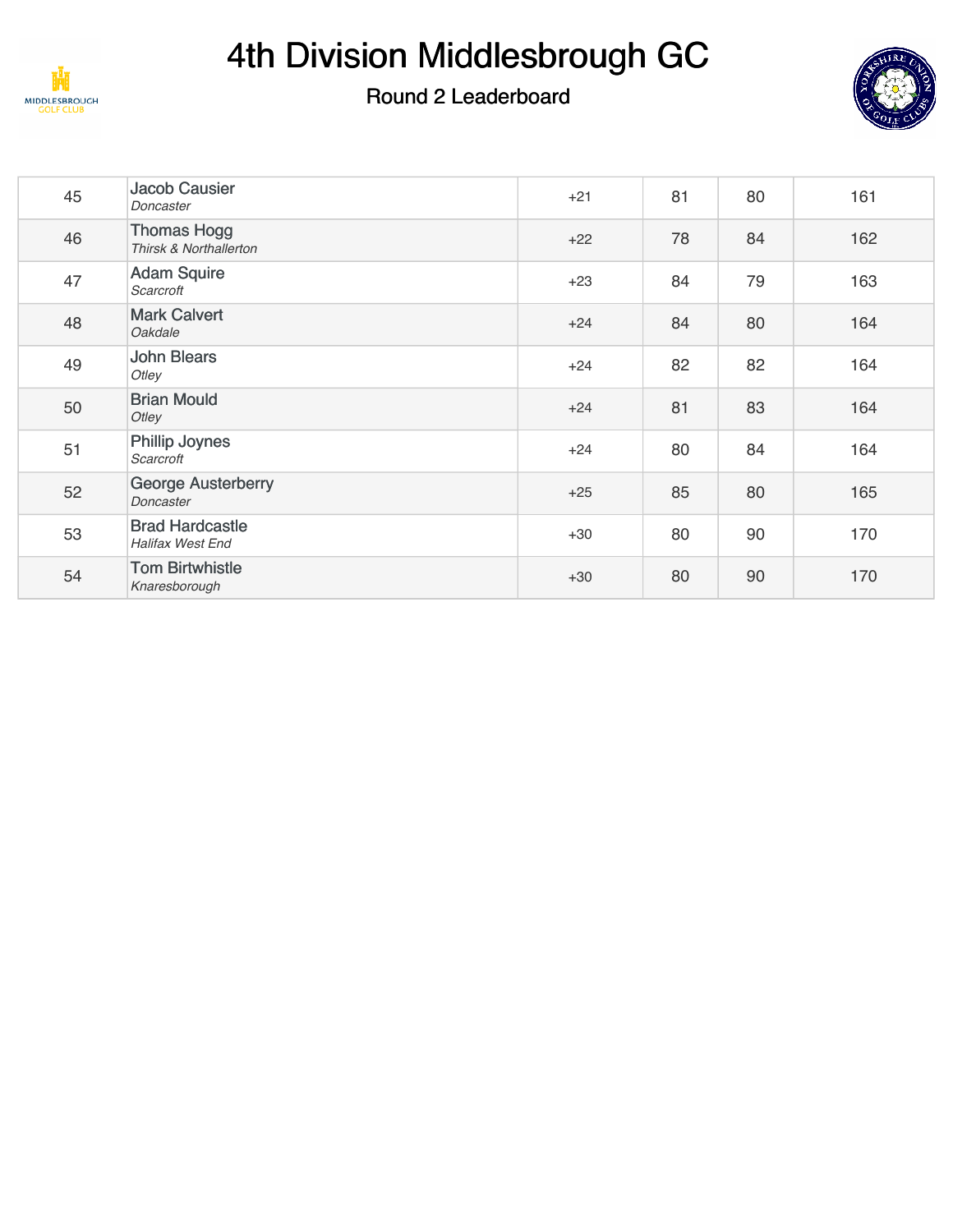# 4th Division Middlesbrough GC

## Round 2 Leaderboard

| | | | | | |
|---|---|---|---|---|---|
| 45 | Jacob Causier<br>*Doncaster* | +21 | 81 | 80 | 161 |
| 46 | Thomas Hogg<br>*Thirsk & Northallerton* | +22 | 78 | 84 | 162 |
| 47 | Adam Squire<br>*Scarcroft* | +23 | 84 | 79 | 163 |
| 48 | Mark Calvert<br>*Oakdale* | +24 | 84 | 80 | 164 |
| 49 | John Blears<br>*Otley* | +24 | 82 | 82 | 164 |
| 50 | Brian Mould<br>*Otley* | +24 | 81 | 83 | 164 |
| 51 | Phillip Joynes<br>*Scarcroft* | +24 | 80 | 84 | 164 |
| 52 | George Austerberry<br>*Doncaster* | +25 | 85 | 80 | 165 |
| 53 | Brad Hardcastle<br>*Halifax West End* | +30 | 80 | 90 | 170 |
| 54 | Tom Birtwhistle<br>*Knaresborough* | +30 | 80 | 90 | 170 |